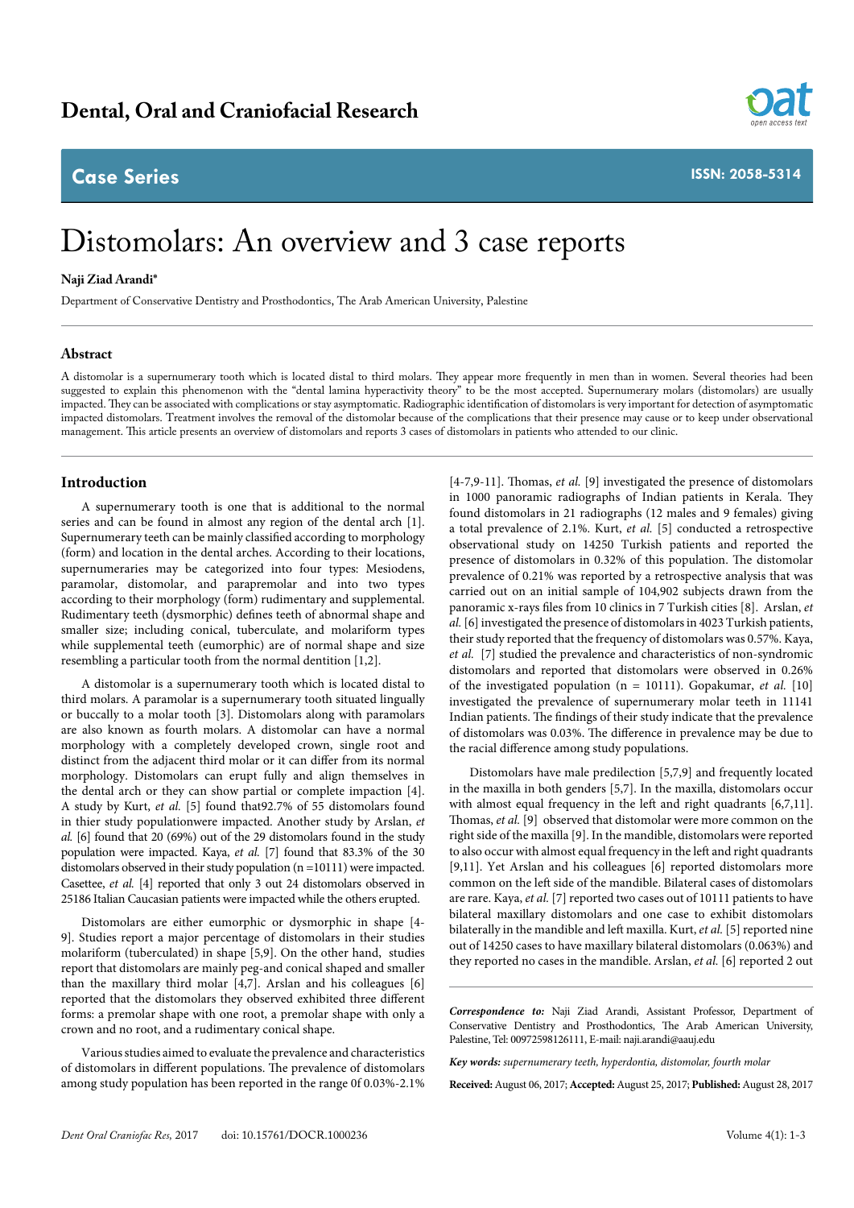# Distomolars: An overview and 3 case reports

**Naji Ziad Arandi***

Department of Conservative Dentistry and Prosthodontics, The Arab American University, Palestine

## Abstract

A distomolar is a supernumerary tooth which is located distal to third molars. They appear more frequently in men than in women. Several theories had been suggested to explain this phenomenon with the "dental lamina hyperactivity theory" to be the most accepted. Supernumerary molars (distomolars) are usually impacted. They can be associated with complications or stay asymptomatic. Radiographic identification of distomolars is very important for detection of asymptomatic impacted distomolars. Treatment involves the removal of the distomolar because of the complications that their presence may cause or to keep under observational management. This article presents an overview of distomolars and reports 3 cases of distomolars in patients who attended to our clinic.

## Introduction

A supernumerary tooth is one that is additional to the normal series and can be found in almost any region of the dental arch [1]. Supernumerary teeth can be mainly classified according to morphology (form) and location in the dental arches. According to their locations, supernumeraries may be categorized into four types: Mesiodens, paramolar, distomolar, and parapremolar and into two types according to their morphology (form) rudimentary and supplemental. Rudimentary teeth (dysmorphic) defines teeth of abnormal shape and smaller size; including conical, tuberculate, and molariform types while supplemental teeth (eumorphic) are of normal shape and size resembling a particular tooth from the normal dentition [1,2].

A distomolar is a supernumerary tooth which is located distal to third molars. A paramolar is a supernumerary tooth situated lingually or buccally to a molar tooth [3]. Distomolars along with paramolars are also known as fourth molars. A distomolar can have a normal morphology with a completely developed crown, single root and distinct from the adjacent third molar or it can differ from its normal morphology. Distomolars can erupt fully and align themselves in the dental arch or they can show partial or complete impaction [4]. A study by Kurt, *et al.* [5] found that92.7% of 55 distomolars found in thier study populationwere impacted. Another study by Arslan, *et al.* [6] found that 20 (69%) out of the 29 distomolars found in the study population were impacted. Kaya, *et al.* [7] found that 83.3% of the 30 distomolars observed in their study population (n =10111) were impacted. Casettee, *et al.* [4] reported that only 3 out 24 distomolars observed in 25186 Italian Caucasian patients were impacted while the others erupted.

Distomolars are either eumorphic or dysmorphic in shape [4-9]. Studies report a major percentage of distomolars in their studies molariform (tuberculated) in shape [5,9]. On the other hand, studies report that distomolars are mainly peg-and conical shaped and smaller than the maxillary third molar [4,7]. Arslan and his colleagues [6] reported that the distomolars they observed exhibited three different forms: a premolar shape with one root, a premolar shape with only a crown and no root, and a rudimentary conical shape.

Various studies aimed to evaluate the prevalence and characteristics of distomolars in different populations. The prevalence of distomolars among study population has been reported in the range 0f 0.03%-2.1% [4-7,9-11]. Thomas, *et al.* [9] investigated the presence of distomolars in 1000 panoramic radiographs of Indian patients in Kerala. They found distomolars in 21 radiographs (12 males and 9 females) giving a total prevalence of 2.1%. Kurt, *et al.* [5] conducted a retrospective observational study on 14250 Turkish patients and reported the presence of distomolars in 0.32% of this population. The distomolar prevalence of 0.21% was reported by a retrospective analysis that was carried out on an initial sample of 104,902 subjects drawn from the panoramic x-rays files from 10 clinics in 7 Turkish cities [8]. Arslan, *et al.* [6] investigated the presence of distomolars in 4023 Turkish patients, their study reported that the frequency of distomolars was 0.57%. Kaya, *et al.* [7] studied the prevalence and characteristics of non-syndromic distomolars and reported that distomolars were observed in 0.26% of the investigated population (n = 10111). Gopakumar, *et al.* [10] investigated the prevalence of supernumerary molar teeth in 11141 Indian patients. The findings of their study indicate that the prevalence of distomolars was 0.03%. The difference in prevalence may be due to the racial difference among study populations.

Distomolars have male predilection [5,7,9] and frequently located in the maxilla in both genders [5,7]. In the maxilla, distomolars occur with almost equal frequency in the left and right quadrants [6,7,11]. Thomas, *et al.* [9] observed that distomolar were more common on the right side of the maxilla [9]. In the mandible, distomolars were reported to also occur with almost equal frequency in the left and right quadrants [9,11]. Yet Arslan and his colleagues [6] reported distomolars more common on the left side of the mandible. Bilateral cases of distomolars are rare. Kaya, *et al.* [7] reported two cases out of 10111 patients to have bilateral maxillary distomolars and one case to exhibit distomolars bilaterally in the mandible and left maxilla. Kurt, *et al.* [5] reported nine out of 14250 cases to have maxillary bilateral distomolars (0.063%) and they reported no cases in the mandible. Arslan, *et al.* [6] reported 2 out

***Correspondence to:*** Naji Ziad Arandi, Assistant Professor, Department of Conservative Dentistry and Prosthodontics, The Arab American University, Palestine, Tel: 00972598126111, E-mail: naji.arandi@aauj.edu

***Key words:*** *supernumerary teeth, hyperdontia, distomolar, fourth molar*

**Received:** August 06, 2017; **Accepted:** August 25, 2017; **Published:** August 28, 2017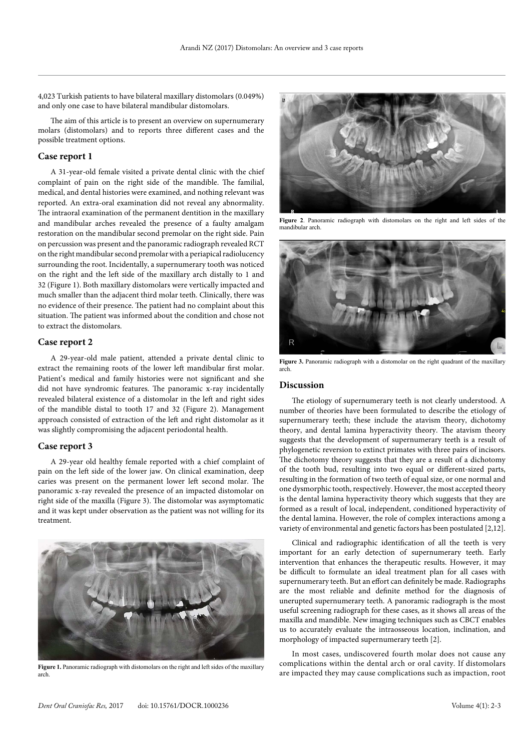4,023 Turkish patients to have bilateral maxillary distomolars (0.049%) and only one case to have bilateral mandibular distomolars.

The aim of this article is to present an overview on supernumerary molars (distomolars) and to reports three different cases and the possible treatment options.

## Case report 1

A 31-year-old female visited a private dental clinic with the chief complaint of pain on the right side of the mandible. The familial, medical, and dental histories were examined, and nothing relevant was reported. An extra-oral examination did not reveal any abnormality. The intraoral examination of the permanent dentition in the maxillary and mandibular arches revealed the presence of a faulty amalgam restoration on the mandibular second premolar on the right side. Pain on percussion was present and the panoramic radiograph revealed RCT on the right mandibular second premolar with a periapical radiolucency surrounding the root. Incidentally, a supernumerary tooth was noticed on the right and the left side of the maxillary arch distally to 1 and 32 (Figure 1). Both maxillary distomolars were vertically impacted and much smaller than the adjacent third molar teeth. Clinically, there was no evidence of their presence. The patient had no complaint about this situation. The patient was informed about the condition and chose not to extract the distomolars.

## Case report 2

A 29-year-old male patient, attended a private dental clinic to extract the remaining roots of the lower left mandibular first molar. Patient's medical and family histories were not significant and she did not have syndromic features. The panoramic x-ray incidentally revealed bilateral existence of a distomolar in the left and right sides of the mandible distal to tooth 17 and 32 (Figure 2). Management approach consisted of extraction of the left and right distomolar as it was slightly compromising the adjacent periodontal health.

## Case report 3

A 29-year old healthy female reported with a chief complaint of pain on the left side of the lower jaw. On clinical examination, deep caries was present on the permanent lower left second molar. The panoramic x-ray revealed the presence of an impacted distomolar on right side of the maxilla (Figure 3). The distomolar was asymptomatic and it was kept under observation as the patient was not willing for its treatment.

**Figure 1.** Panoramic radiograph with distomolars on the right and left sides of the maxillary arch.

**Figure 2**. Panoramic radiograph with distomolars on the right and left sides of the mandibular arch.

**Figure 3.** Panoramic radiograph with a distomolar on the right quadrant of the maxillary arch.

## Discussion

The etiology of supernumerary teeth is not clearly understood. A number of theories have been formulated to describe the etiology of supernumerary teeth; these include the atavism theory, dichotomy theory, and dental lamina hyperactivity theory. The atavism theory suggests that the development of supernumerary teeth is a result of phylogenetic reversion to extinct primates with three pairs of incisors. The dichotomy theory suggests that they are a result of a dichotomy of the tooth bud, resulting into two equal or different-sized parts, resulting in the formation of two teeth of equal size, or one normal and one dysmorphic tooth, respectively. However, the most accepted theory is the dental lamina hyperactivity theory which suggests that they are formed as a result of local, independent, conditioned hyperactivity of the dental lamina. However, the role of complex interactions among a variety of environmental and genetic factors has been postulated [2,12].

Clinical and radiographic identification of all the teeth is very important for an early detection of supernumerary teeth. Early intervention that enhances the therapeutic results. However, it may be difficult to formulate an ideal treatment plan for all cases with supernumerary teeth. But an effort can definitely be made. Radiographs are the most reliable and definite method for the diagnosis of unerupted supernumerary teeth. A panoramic radiograph is the most useful screening radiograph for these cases, as it shows all areas of the maxilla and mandible. New imaging techniques such as CBCT enables us to accurately evaluate the intraosseous location, inclination, and morphology of impacted supernumerary teeth [2].

In most cases, undiscovered fourth molar does not cause any complications within the dental arch or oral cavity. If distomolars are impacted they may cause complications such as impaction, root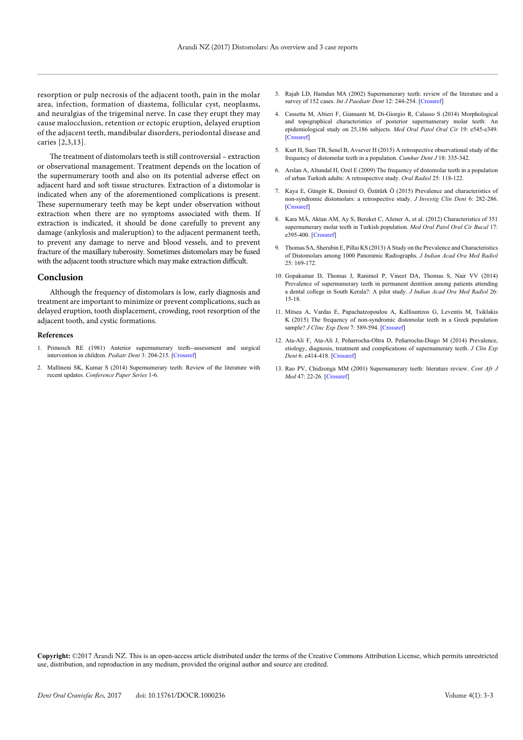resorption or pulp necrosis of the adjacent tooth, pain in the molar area, infection, formation of diastema, follicular cyst, neoplasms, and neuralgias of the trigeminal nerve. In case they erupt they may cause malocclusion, retention or ectopic eruption, delayed eruption of the adjacent teeth, mandibular disorders, periodontal disease and caries [2,3,13].

The treatment of distomolars teeth is still controversial – extraction or observational management. Treatment depends on the location of the supernumerary tooth and also on its potential adverse effect on adjacent hard and soft tissue structures. Extraction of a distomolar is indicated when any of the aforementioned complications is present. These supernumerary teeth may be kept under observation without extraction when there are no symptoms associated with them. If extraction is indicated, it should be done carefully to prevent any damage (ankylosis and maleruption) to the adjacent permanent teeth, to prevent any damage to nerve and blood vessels, and to prevent fracture of the maxillary tuberosity. Sometimes distomolars may be fused with the adjacent tooth structure which may make extraction difficult.

## Conclusion

Although the frequency of distomolars is low, early diagnosis and treatment are important to minimize or prevent complications, such as delayed eruption, tooth displacement, crowding, root resorption of the adjacent tooth, and cystic formations.

### References

1. Primosch RE (1981) Anterior supernumerary teeth--assessment and surgical intervention in children. *Pediatr Dent* 3: 204-215. [Crossref]
2. Mallineni SK, Kumar S (2014) Supernumerary teeth: Review of the literature with recent updates. *Conference Paper Series* 1-6.
3. Rajab LD, Hamdan MA (2002) Supernumerary teeth: review of the literature and a survey of 152 cases. *Int J Paediatr Dent* 12: 244-254. [Crossref]
4. Cassetta M, Altieri F, Giansanti M, Di-Giorgio R, Calasso S (2014) Morphological and topographical characteristics of posterior supernumerary molar teeth: An epidemiological study on 25,186 subjects. *Med Oral Patol Oral Cir* 19: e545-e349. [Crossref]
5. Kurt H, Suer TB, Senel B, Avsever H (2015) A retrospective observational study of the frequency of distomolar teeth in a population. *Cumhur Dent J* 18: 335-342.
6. Arslan A, Altundal H, Ozel E (2009) The frequency of distomolar teeth in a population of urban Turkish adults: A retrospective study. *Oral Radiol* 25: 118-122.
7. Kaya E, Güngör K, Demirel O, Özütürk Ö (2015) Prevalence and characteristics of non-syndromic distomolars: a retrospective study. *J Investig Clin Dent* 6: 282-286. [Crossref]
8. Kara MÄ, Aktan AM, Ay S, Bereket C, Ažener A, et al. (2012) Characteristics of 351 supernumerary molar teeth in Turkish population. *Med Oral Patol Oral Cir Bucal* 17: e395-400. [Crossref]
9. Thomas SA, Sherubin E, Pillai KS (2013) A Study on the Prevalence and Characteristics of Distomolars among 1000 Panoramic Radiographs. *J Indian Acad Ora Med Radiol* 25: 169-172.
10. Gopakumar D, Thomas J, Ranimol P, Vineet DA, Thomas S, Nair VV (2014) Prevalence of supernumerary teeth in permanent dentition among patients attending a dental college in South Kerala?: A pilot study. *J Indian Acad Ora Med Radiol* 26: 15-18.
11. Mitsea A, Vardas E, Papachatzopoulou A, Kalfountzos G, Leventis M, Tsiklakis K (2015) The frequency of non-syndromic distomolar teeth in a Greek population sample? *J Clinc Exp Dent* 7: 589-594. [Crossref]
12. Ata-Ali F, Ata-Ali J, Peñarrocha-Oltra D, Peñarrocha-Diago M (2014) Prevalence, etiology, diagnosis, treatment and complications of supernumerary teeth. *J Clin Exp Dent* 6: e414-418. [Crossref]
13. Rao PV, Chidzonga MM (2001) Supernumerary teeth: literature review. *Cent Afr J Med* 47: 22-26. [Crossref]

**Copyright:** ©2017 Arandi NZ. This is an open-access article distributed under the terms of the Creative Commons Attribution License, which permits unrestricted use, distribution, and reproduction in any medium, provided the original author and source are credited.